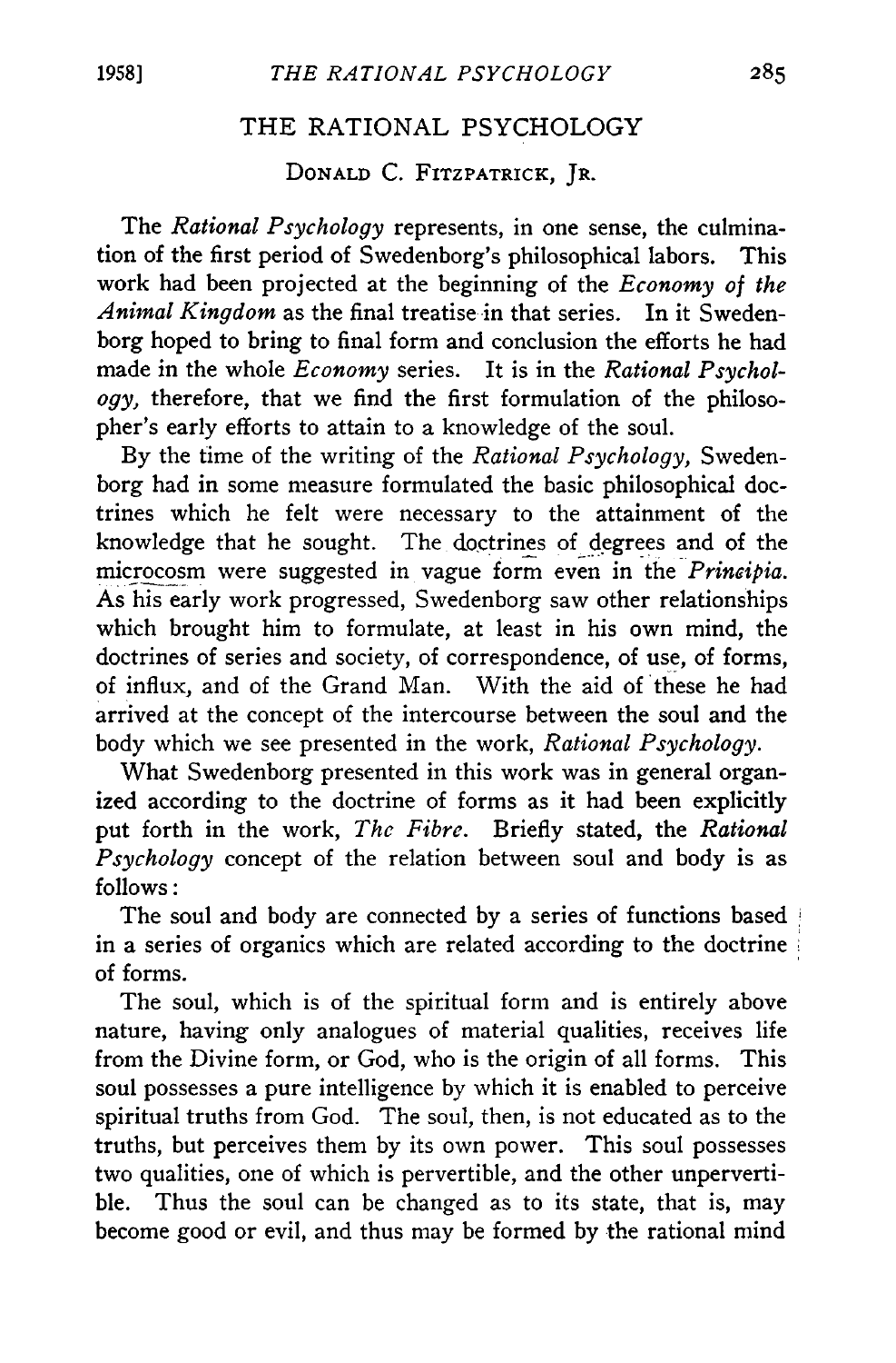# THE RATIONAL PSYCHOLOGY

DONALD C. FITZPATRICK, JR.

The *Rational Psychology* represents, in one sense, the culmination of the first period of Swedenborg's philosophical labors. This work had been projected at the beginning of the *Economy of the Animal Kingdom* as the final treatise in that series. In it Swedenborg hoped to bring to final form and conclusion the efforts he had made in the whole *Economy* series. It is in the *Rational Psychology*, therefore, that we find the first formulation of the philosopher's early efforts to attain to a knowledge of the soul.

By the time of the writing of the *Rational Psychology*, Swedenborg had in some measure formulated the basic philosophical doctrines which he felt were necessary to the attainment of the knowledge that he sought. The doctrines of degrees and of the microcosm were suggested in vague form even in the *Principia*. As his early work progressed, Swedenborg saw other relationships which brought him to formulate, at least in his own mind, the doctrines of series and society, of correspondence, of use, of forms, of influx, and of the Grand Man. With the aid of these he had arrived at the concept of the intercourse between the soul and the body which we see presented in the work, *Rational Psychology*.

What Swedenborg presented in this work was in general organized according to the doctrine of forms as it had been explicitly put forth in the work, *The Fibre*. Briefly stated, the *Rational Psychology* concept of the relation between soul and body is as follows:

The soul and body are connected by a series of functions based in a series of organics which are related according to the doctrine of forms.

The soul, which is of the spiritual form and is entirely above nature, having only analogues of material qualities, receives life from the Divine form, or God, who is the origin of all forms. This soul possesses a pure intelligence by which it is enabled to perceive spiritual truths from God. The soul, then, is not educated as to the truths, but perceives them by its own power. This soul possesses two qualities, one of which is pervertible, and the other unpervertible. Thus the soul can be changed as to its state, that is, may become good or evil, and thus may be formed by the rational mind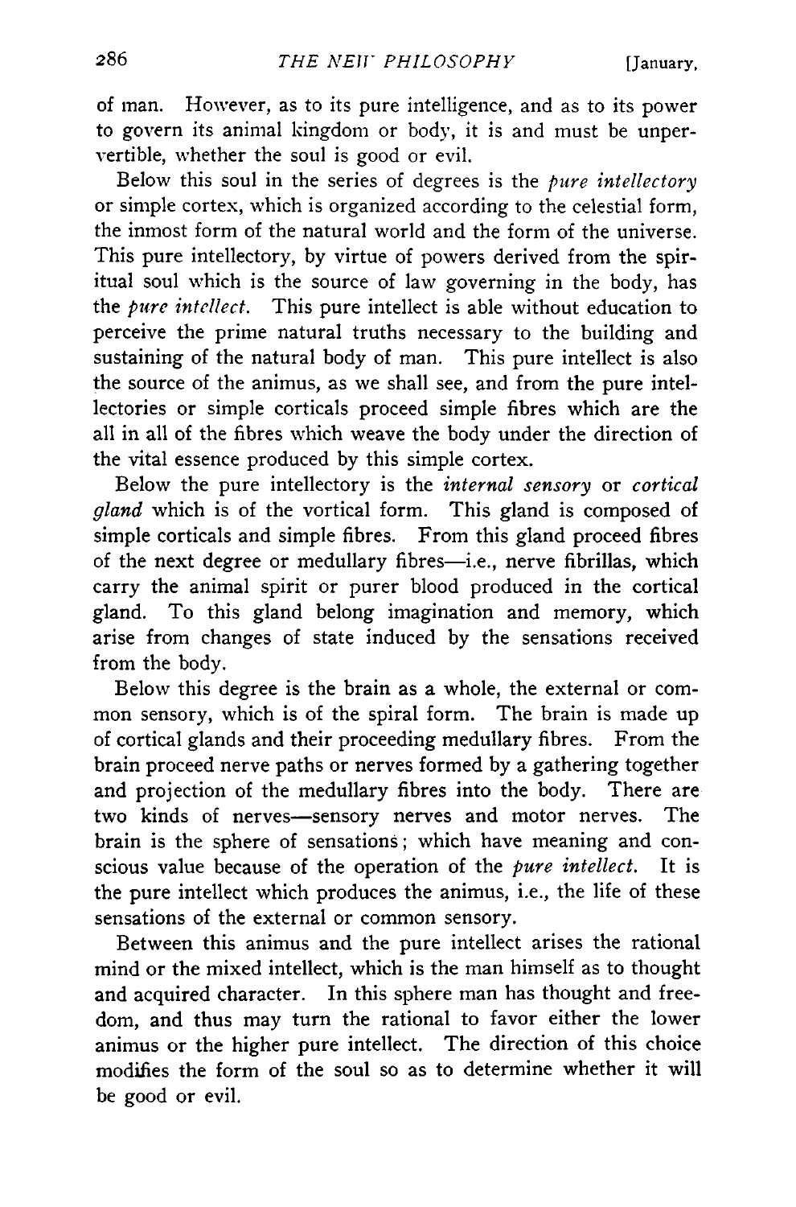of man. However, as to its pure intelligence, and as to its power to govern its animal kingdom or body, it is and must be unpervertible, whether the soul is good or evil.

Below this soul in the series of degrees is the *pure intellectory* or simple cortex, which is organized according to the celestial form, the inmost form of the natural world and the form of the universe. This pure intellectory, by virtue of powers derived from the spiritual soul which is the source of law governing in the body, has the *pure intellect*. This pure intellect is able without education to perceive the prime natural truths necessary to the building and sustaining of the natural body of man. This pure intellect is also the source of the animus, as we shall see, and from the pure intellectories or simple corticals proceed simple fibres which are the all in all of the fibres which weave the body under the direction of the vital essence produced by this simple cortex.

Below the pure intellectory is the *internal sensory* or *cortical gland* which is of the vortical form. This gland is composed of simple corticals and simple fibres. From this gland proceed fibres of the next degree or medullary fibres—i.e., nerve fibrillas, which carry the animal spirit or purer blood produced in the cortical gland. To this gland belong imagination and memory, which arise from changes of state induced by the sensations received from the body.

Below this degree is the brain as a whole, the external or common sensory, which is of the spiral form. The brain is made up of cortical glands and their proceeding medullary fibres. From the brain proceed nerve paths or nerves formed by a gathering together and projection of the medullary fibres into the body. There are two kinds of nerves—sensory nerves and motor nerves. The brain is the sphere of sensations; which have meaning and conscious value because of the operation of the *pure intellect*. It is the pure intellect which produces the animus, i.e., the life of these sensations of the external or common sensory.

Between this animus and the pure intellect arises the rational mind or the mixed intellect, which is the man himself as to thought and acquired character. In this sphere man has thought and freedom, and thus may turn the rational to favor either the lower animus or the higher pure intellect. The direction of this choice modifies the form of the soul so as to determine whether it will be good or evil.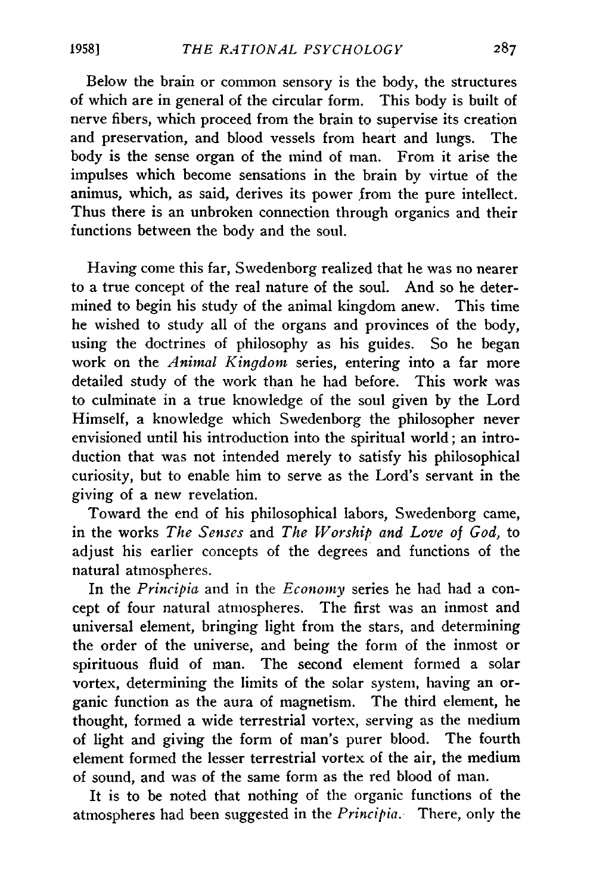Below the brain or common sensory is the body, the structures of which are in general of the circular form. This body is built of nerve fibers, which proceed from the brain to supervise its creation and preservation, and blood vessels from heart and lungs. The body is the sense organ of the mind of man. From it arise the impulses which become sensations in the brain by virtue of the animus, which, as said, derives its power from the pure intellect. Thus there is an unbroken connection through organics and their functions between the body and the soul.

Having come this far, Swedenborg realized that he was no nearer to a true concept of the real nature of the soul. And so he determined to begin his study of the animal kingdom anew. This time he wished to study all of the organs and provinces of the body, using the doctrines of philosophy as his guides. So he began work on the *Animal Kingdom* series, entering into a far more detailed study of the work than he had before. This work was to culminate in a true knowledge of the soul given by the Lord Himself, a knowledge which Swedenborg the philosopher never envisioned until his introduction into the spiritual world; an introduction that was not intended merely to satisfy his philosophical curiosity, but to enable him to serve as the Lord's servant in the giving of a new revelation.

Toward the end of his philosophical labors, Swedenborg came, in the works *The Senses* and *The Worship and Love of God*, to adjust his earlier concepts of the degrees and functions of the natural atmospheres.

In the *Principia* and in the *Economy* series he had had a concept of four natural atmospheres. The first was an inmost and universal element, bringing light from the stars, and determining the order of the universe, and being the form of the inmost or spirituous fluid of man. The second element formed a solar vortex, determining the limits of the solar system, having an organic function as the aura of magnetism. The third element, he thought, formed a wide terrestrial vortex, serving as the medium of light and giving the form of man's purer blood. The fourth element formed the lesser terrestrial vortex of the air, the medium of sound, and was of the same form as the red blood of man.

It is to be noted that nothing of the organic functions of the atmospheres had been suggested in the *Principia*. There, only the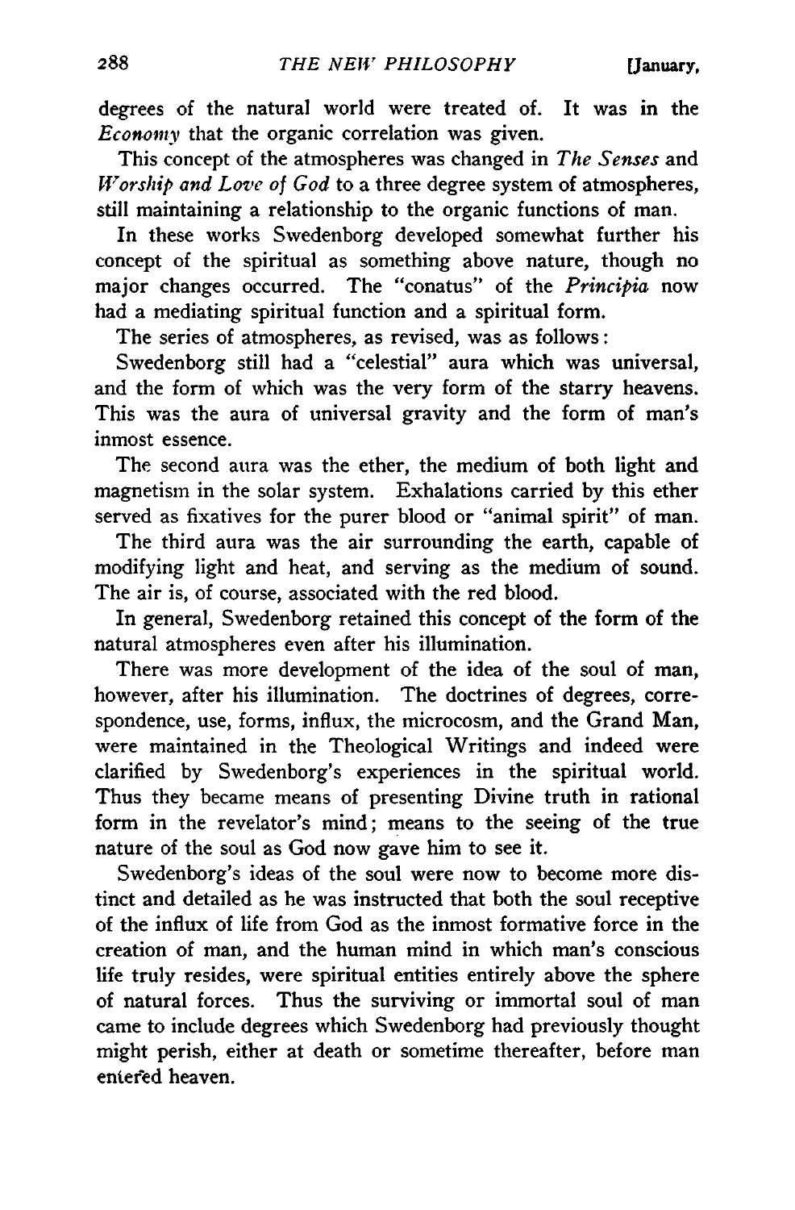degrees of the natural world were treated of. It was in the *Economy* that the organic correlation was given.

This concept of the atmospheres was changed in *The Senses* and *Worship and Love of God* to a three degree system of atmospheres, still maintaining a relationship to the organic functions of man.

In these works Swedenborg developed somewhat further his concept of the spiritual as something above nature, though no major changes occurred. The "conatus" of the *Principia* now had a mediating spiritual function and a spiritual form.

The series of atmospheres, as revised, was as follows:

Swedenborg still had a "celestial" aura which was universal, and the form of which was the very form of the starry heavens. This was the aura of universal gravity and the form of man's inmost essence.

The second aura was the ether, the medium of both light and magnetism in the solar system. Exhalations carried by this ether served as fixatives for the purer blood or "animal spirit" of man.

The third aura was the air surrounding the earth, capable of modifying light and heat, and serving as the medium of sound. The air is, of course, associated with the red blood.

In general, Swedenborg retained this concept of the form of the natural atmospheres even after his illumination.

There was more development of the idea of the soul of man, however, after his illumination. The doctrines of degrees, correspondence, use, forms, influx, the microcosm, and the Grand Man, were maintained in the Theological Writings and indeed were clarified by Swedenborg's experiences in the spiritual world. Thus they became means of presenting Divine truth in rational form in the revelator's mind; means to the seeing of the true nature of the soul as God now gave him to see it.

Swedenborg's ideas of the soul were now to become more distinct and detailed as he was instructed that both the soul receptive of the influx of life from God as the inmost formative force in the creation of man, and the human mind in which man's conscious life truly resides, were spiritual entities entirely above the sphere of natural forces. Thus the surviving or immortal soul of man came to include degrees which Swedenborg had previously thought might perish, either at death or sometime thereafter, before man entered heaven.